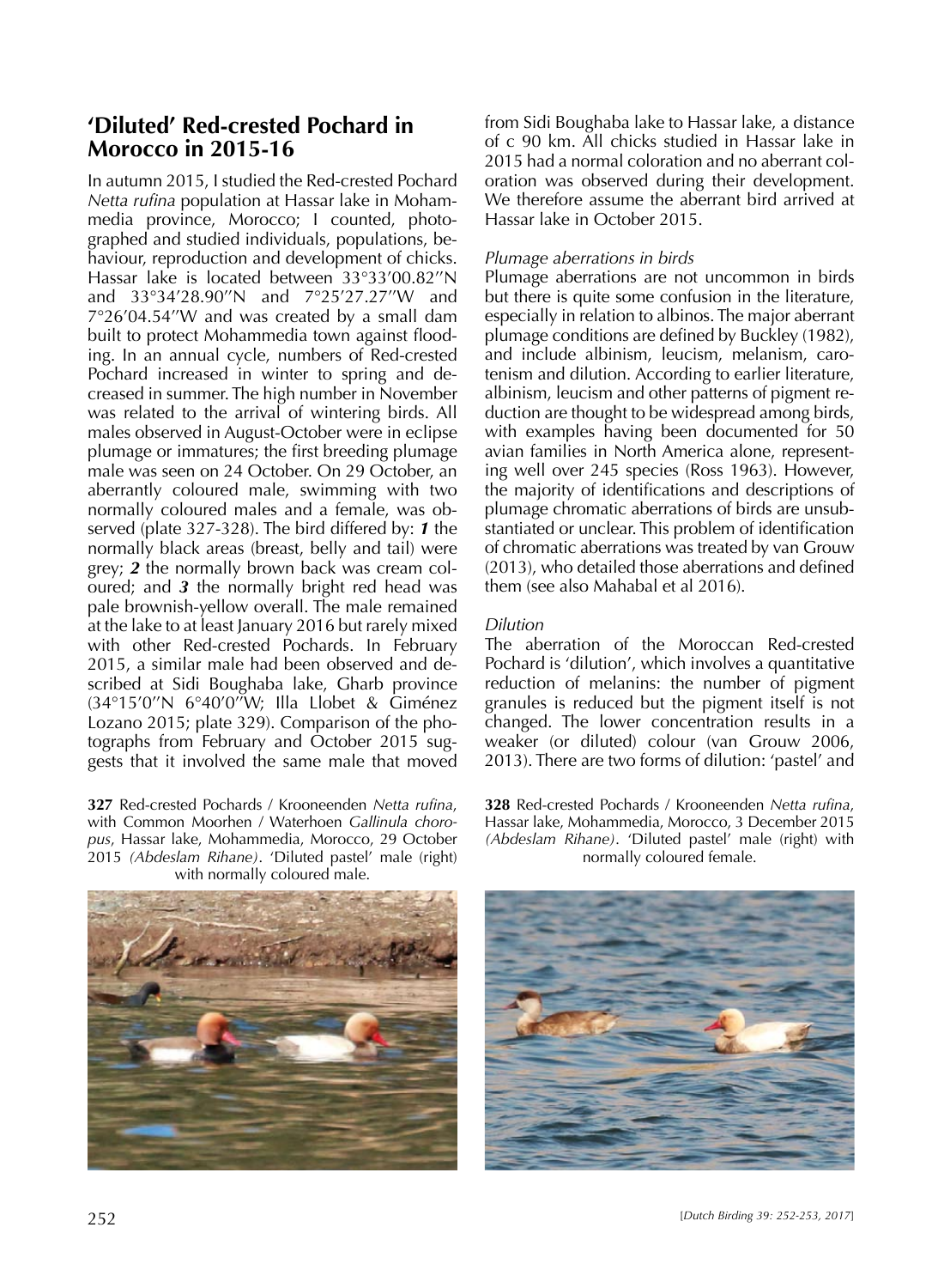## 'Diluted' Red-crested Pochard in Morocco in 2015-16

In autumn 2015, I studied the Red-crested Pochard *Netta rufina* population at Hassar lake in Mohammedia province, Morocco; I counted, photographed and studied individuals, populations, behaviour, reproduction and development of chicks. Hassar lake is located between 33°33'00.82"N and 33°34'28.90"N and 7°25'27.27"W and 7°26'04.54"W and was created by a small dam built to protect Mohammedia town against flooding. In an annual cycle, numbers of Red-crested Pochard increased in winter to spring and decreased in summer. The high number in November was related to the arrival of wintering birds. All males observed in August-October were in eclipse plumage or immatures; the first breeding plumage male was seen on 24 October. On 29 October, an aberrantly coloured male, swimming with two normally coloured males and a female, was observed (plate 327-328). The bird differed by: ***1*** the normally black areas (breast, belly and tail) were grey; ***2*** the normally brown back was cream coloured; and ***3*** the normally bright red head was pale brownish-yellow overall. The male remained at the lake to at least January 2016 but rarely mixed with other Red-crested Pochards. In February 2015, a similar male had been observed and described at Sidi Boughaba lake, Gharb province (34°15'0"N 6°40'0"W; Illa Llobet & Giménez Lozano 2015; plate 329). Comparison of the photographs from February and October 2015 suggests that it involved the same male that moved from Sidi Boughaba lake to Hassar lake, a distance of c 90 km. All chicks studied in Hassar lake in 2015 had a normal coloration and no aberrant coloration was observed during their development. We therefore assume the aberrant bird arrived at Hassar lake in October 2015.

*Plumage aberrations in birds*

Plumage aberrations are not uncommon in birds but there is quite some confusion in the literature, especially in relation to albinos. The major aberrant plumage conditions are defined by Buckley (1982), and include albinism, leucism, melanism, carotenism and dilution. According to earlier literature, albinism, leucism and other patterns of pigment reduction are thought to be widespread among birds, with examples having been documented for 50 avian families in North America alone, representing well over 245 species (Ross 1963). However, the majority of identifications and descriptions of plumage chromatic aberrations of birds are unsubstantiated or unclear. This problem of identification of chromatic aberrations was treated by van Grouw (2013), who detailed those aberrations and defined them (see also Mahabal et al 2016).

*Dilution*

The aberration of the Moroccan Red-crested Pochard is 'dilution', which involves a quantitative reduction of melanins: the number of pigment granules is reduced but the pigment itself is not changed. The lower concentration results in a weaker (or diluted) colour (van Grouw 2006, 2013). There are two forms of dilution: 'pastel' and

**327** Red-crested Pochards / Krooneenden *Netta rufina*, with Common Moorhen / Waterhoen *Gallinula choropus*, Hassar lake, Mohammedia, Morocco, 29 October 2015 *(Abdeslam Rihane)*. 'Diluted pastel' male (right) with normally coloured male.

**328** Red-crested Pochards / Krooneenden *Netta rufina*, Hassar lake, Mohammedia, Morocco, 3 December 2015 *(Abdeslam Rihane)*. 'Diluted pastel' male (right) with normally coloured female.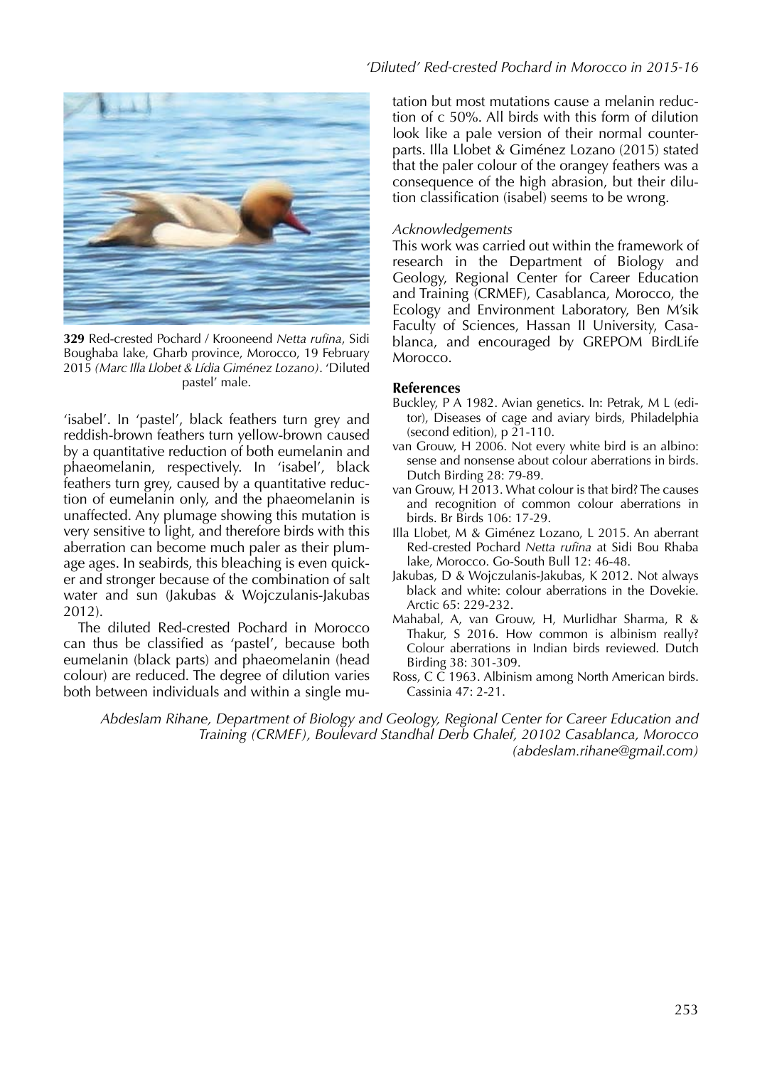**329** Red-crested Pochard / Krooneend *Netta rufina*, Sidi Boughaba lake, Gharb province, Morocco, 19 February 2015 *(Marc Illa Llobet & Lídia Giménez Lozano)*. 'Diluted pastel' male.

'isabel'. In 'pastel', black feathers turn grey and reddish-brown feathers turn yellow-brown caused by a quantitative reduction of both eumelanin and phaeomelanin, respectively. In 'isabel', black feathers turn grey, caused by a quantitative reduction of eumelanin only, and the phaeomelanin is unaffected. Any plumage showing this mutation is very sensitive to light, and therefore birds with this aberration can become much paler as their plumage ages. In seabirds, this bleaching is even quicker and stronger because of the combination of salt water and sun (Jakubas & Wojczulanis-Jakubas 2012).

The diluted Red-crested Pochard in Morocco can thus be classified as 'pastel', because both eumelanin (black parts) and phaeomelanin (head colour) are reduced. The degree of dilution varies both between individuals and within a single mutation but most mutations cause a melanin reduction of c 50%. All birds with this form of dilution look like a pale version of their normal counterparts. Illa Llobet & Giménez Lozano (2015) stated that the paler colour of the orangey feathers was a consequence of the high abrasion, but their dilution classification (isabel) seems to be wrong.

*Acknowledgements*

This work was carried out within the framework of research in the Department of Biology and Geology, Regional Center for Career Education and Training (CRMEF), Casablanca, Morocco, the Ecology and Environment Laboratory, Ben M'sik Faculty of Sciences, Hassan II University, Casablanca, and encouraged by GREPOM BirdLife Morocco.

**References**

Buckley, P A 1982. Avian genetics. In: Petrak, M L (editor), Diseases of cage and aviary birds, Philadelphia (second edition), p 21-110.

van Grouw, H 2006. Not every white bird is an albino: sense and nonsense about colour aberrations in birds. Dutch Birding 28: 79-89.

van Grouw, H 2013. What colour is that bird? The causes and recognition of common colour aberrations in birds. Br Birds 106: 17-29.

Illa Llobet, M & Giménez Lozano, L 2015. An aberrant Red-crested Pochard *Netta rufina* at Sidi Bou Rhaba lake, Morocco. Go-South Bull 12: 46-48.

Jakubas, D & Wojczulanis-Jakubas, K 2012. Not always black and white: colour aberrations in the Dovekie. Arctic 65: 229-232.

Mahabal, A, van Grouw, H, Murlidhar Sharma, R & Thakur, S 2016. How common is albinism really? Colour aberrations in Indian birds reviewed. Dutch Birding 38: 301-309.

Ross, C C 1963. Albinism among North American birds. Cassinia 47: 2-21.

*Abdeslam Rihane, Department of Biology and Geology, Regional Center for Career Education and Training (CRMEF), Boulevard Standhal Derb Ghalef, 20102 Casablanca, Morocco (abdeslam.rihane@gmail.com)*